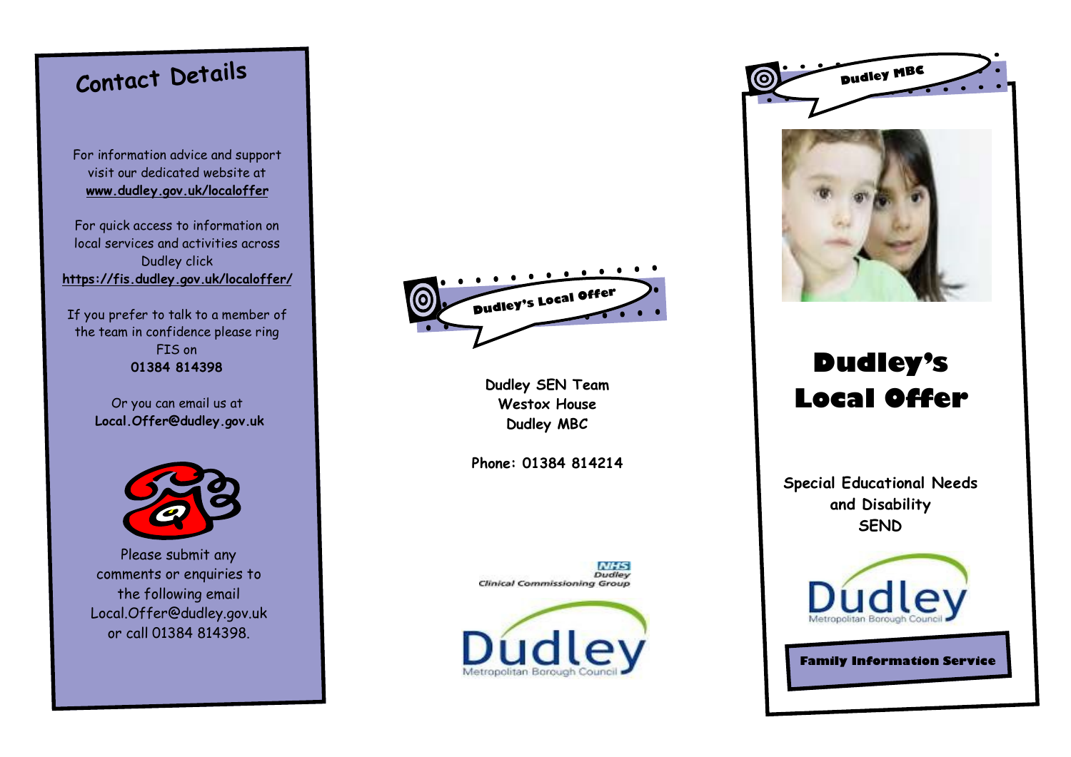## Contact Details

For information advice and support visit our dedicated website at **www.dudley.gov.uk/localoffer**

For quick access to information on local services and activities across Dudley click **https://fis.dudley.gov.uk/localoffer/**

If you prefer to talk to a member of the team in confidence please ring FIS on
**01384 814398**

Or you can email us at
**Local.Offer@dudley.gov.uk**

Please submit any comments or enquiries to the following email Local.Offer@dudley.gov.uk or call 01384 814398.

Dudley's Local Offer

**Dudley SEN Team**
**Westox House**
**Dudley MBC**

**Phone: 01384 814214**

NHS Dudley Clinical Commissioning Group

Dudley Metropolitan Borough Council

Dudley MBC

# Dudley's Local Offer

Special Educational Needs and Disability
SEND

Dudley Metropolitan Borough Council

**Family Information Service**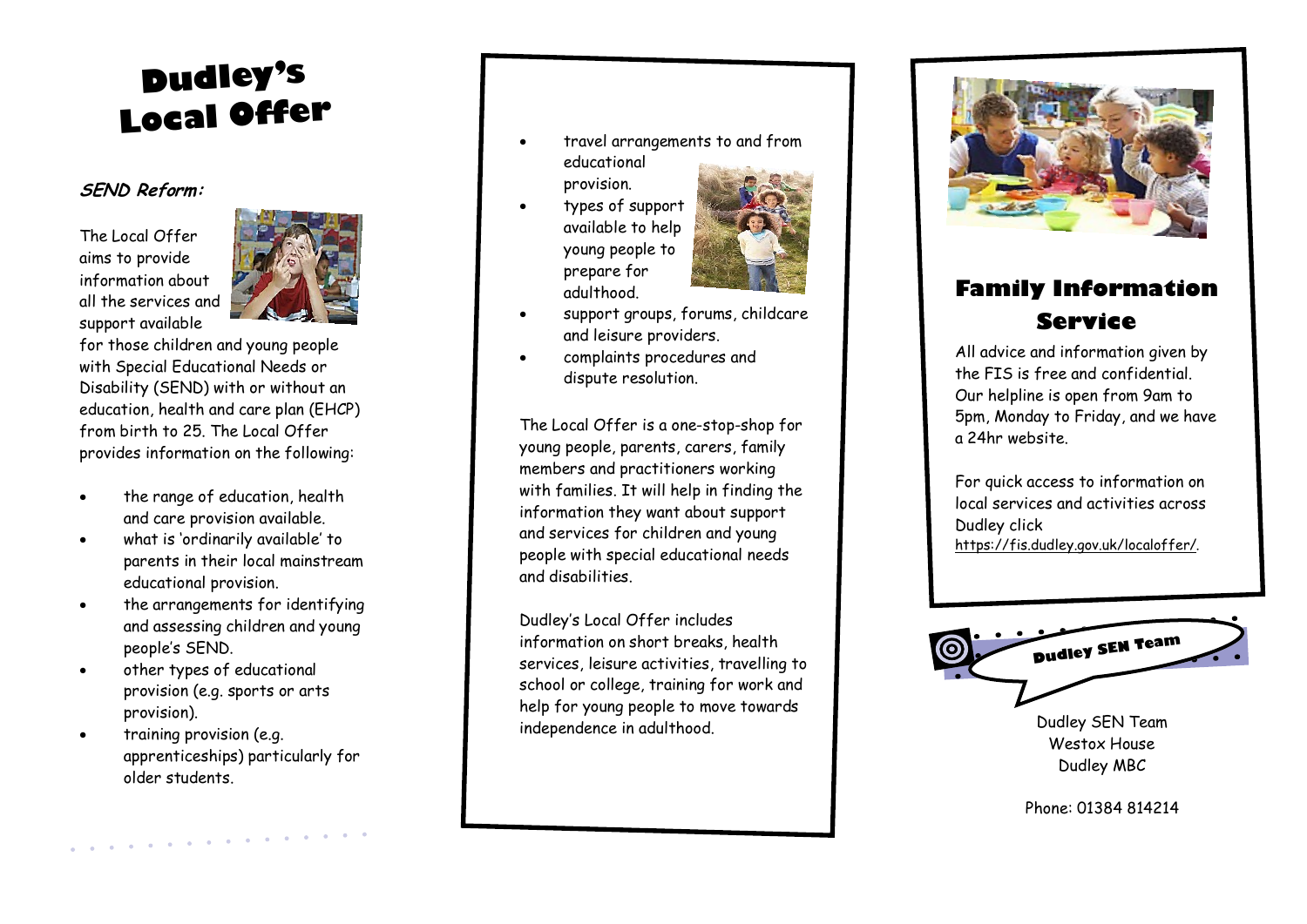# Dudley's Local Offer

### *SEND Reform:*

The Local Offer aims to provide information about all the services and support available for those children and young people with Special Educational Needs or Disability (SEND) with or without an education, health and care plan (EHCP) from birth to 25. The Local Offer provides information on the following:

- the range of education, health and care provision available.
- what is 'ordinarily available' to parents in their local mainstream educational provision.
- the arrangements for identifying and assessing children and young people's SEND.
- other types of educational provision (e.g. sports or arts provision).
- training provision (e.g. apprenticeships) particularly for older students.
- travel arrangements to and from educational provision.
- types of support available to help young people to prepare for adulthood.
- support groups, forums, childcare and leisure providers.
- complaints procedures and dispute resolution.

The Local Offer is a one-stop-shop for young people, parents, carers, family members and practitioners working with families. It will help in finding the information they want about support and services for children and young people with special educational needs and disabilities.

Dudley's Local Offer includes information on short breaks, health services, leisure activities, travelling to school or college, training for work and help for young people to move towards independence in adulthood.

## Family Information Service

All advice and information given by the FIS is free and confidential. Our helpline is open from 9am to 5pm, Monday to Friday, and we have a 24hr website.

For quick access to information on local services and activities across Dudley click https://fis.dudley.gov.uk/localoffer/.

**Dudley SEN Team**

Dudley SEN Team
Westox House
Dudley MBC

Phone: 01384 814214